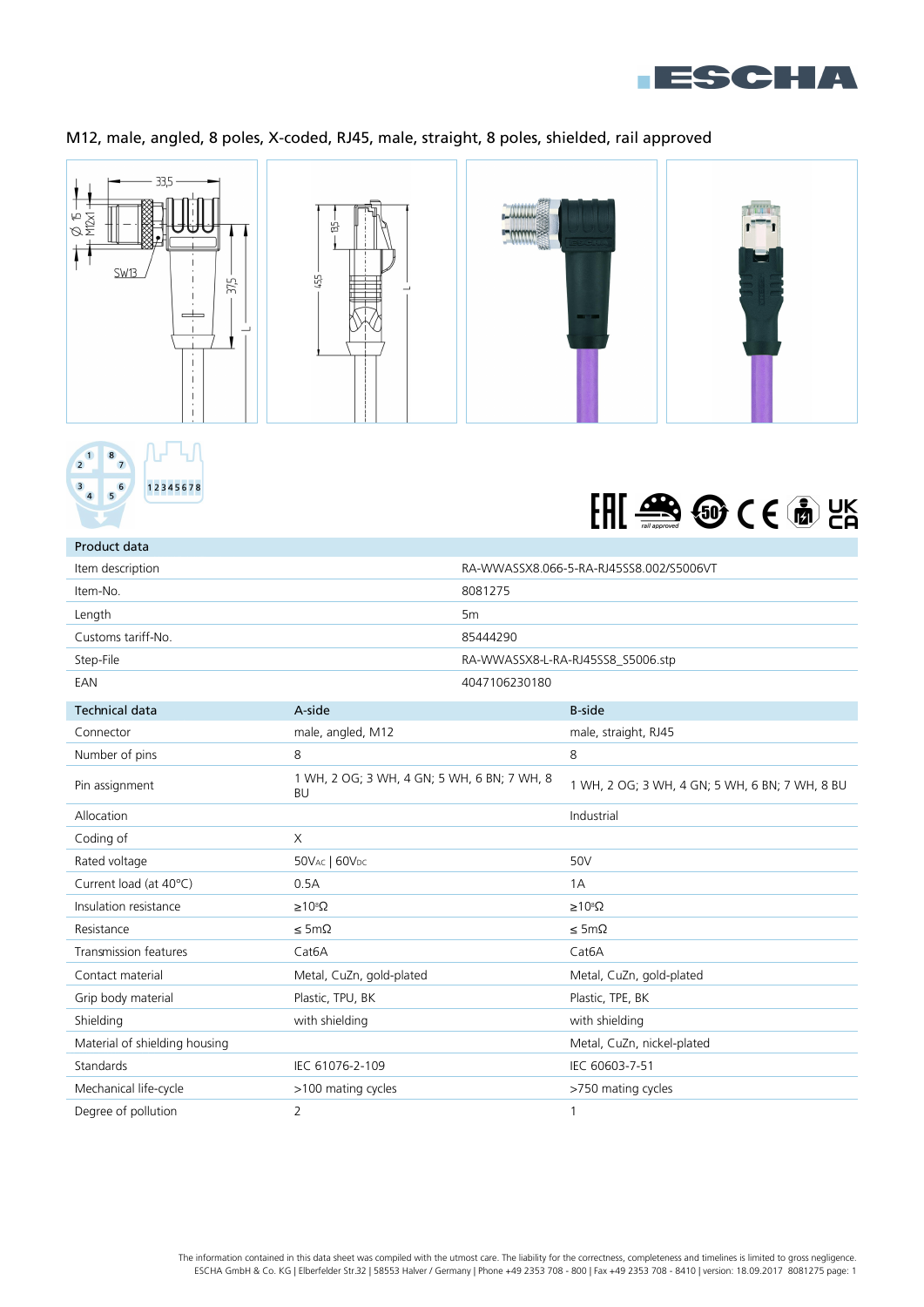# M12, male, angled, 8 poles, X-coded, RJ45, male, straight, 8 poles, shielded, rail approved

| Product data | |
|---|---|
| Item description | RA-WWASSX8.066-5-RA-RJ45SS8.002/S5006VT |
| Item-No. | 8081275 |
| Length | 5m |
| Customs tariff-No. | 85444290 |
| Step-File | RA-WWASSX8-L-RA-RJ45SS8_S5006.stp |
| EAN | 4047106230180 |

| Technical data | A-side | B-side |
|---|---|---|
| Connector | male, angled, M12 | male, straight, RJ45 |
| Number of pins | 8 | 8 |
| Pin assignment | 1 WH, 2 OG; 3 WH, 4 GN; 5 WH, 6 BN; 7 WH, 8 BU | 1 WH, 2 OG; 3 WH, 4 GN; 5 WH, 6 BN; 7 WH, 8 BU |
| Allocation | | Industrial |
| Coding of | X | |
| Rated voltage | 50V$_{AC}$ \| 60V$_{DC}$ | 50V |
| Current load (at 40°C) | 0.5A | 1A |
| Insulation resistance | ≥10$^{8}$Ω | ≥10$^{8}$Ω |
| Resistance | ≤ 5mΩ | ≤ 5mΩ |
| Transmission features | Cat6A | Cat6A |
| Contact material | Metal, CuZn, gold-plated | Metal, CuZn, gold-plated |
| Grip body material | Plastic, TPU, BK | Plastic, TPE, BK |
| Shielding | with shielding | with shielding |
| Material of shielding housing | | Metal, CuZn, nickel-plated |
| Standards | IEC 61076-2-109 | IEC 60603-7-51 |
| Mechanical life-cycle | >100 mating cycles | >750 mating cycles |
| Degree of pollution | 2 | 1 |

The information contained in this data sheet was compiled with the utmost care. The liability for the correctness, completeness and timelines is limited to gross negligence.
ESCHA GmbH & Co. KG | Elberfelder Str.32 | 58553 Halver / Germany | Phone +49 2353 708 - 800 | Fax +49 2353 708 - 8410 | version: 18.09.2017 8081275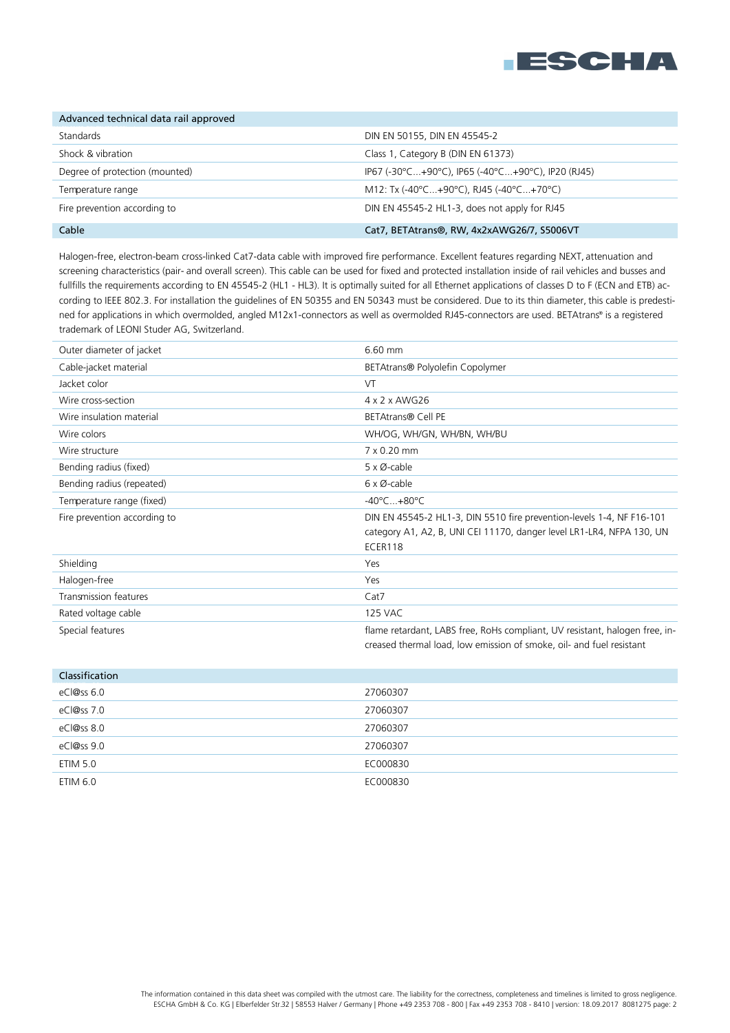| Advanced technical data rail approved | |
|---|---|
| Standards | DIN EN 50155, DIN EN 45545-2 |
| Shock & vibration | Class 1, Category B (DIN EN 61373) |
| Degree of protection (mounted) | IP67 (-30°C...+90°C), IP65 (-40°C...+90°C), IP20 (RJ45) |
| Temperature range | M12: Tx (-40°C...+90°C), RJ45 (-40°C...+70°C) |
| Fire prevention according to | DIN EN 45545-2 HL1-3, does not apply for RJ45 |

| Cable | Cat7, BETAtrans®, RW, 4x2xAWG26/7, S5006VT |
|---|---|

Halogen-free, electron-beam cross-linked Cat7-data cable with improved fire performance. Excellent features regarding NEXT, attenuation and screening characteristics (pair- and overall screen). This cable can be used for fixed and protected installation inside of rail vehicles and busses and fullfills the requirements according to EN 45545-2 (HL1 - HL3). It is optimally suited for all Ethernet applications of classes D to F (ECN and ETB) according to IEEE 802.3. For installation the guidelines of EN 50355 and EN 50343 must be considered. Due to its thin diameter, this cable is predestined for applications in which overmolded, angled M12x1-connectors as well as overmolded RJ45-connectors are used. BETAtrans® is a registered trademark of LEONI Studer AG, Switzerland.

| | |
|---|---|
| Outer diameter of jacket | 6.60 mm |
| Cable-jacket material | BETAtrans® Polyolefin Copolymer |
| Jacket color | VT |
| Wire cross-section | 4 x 2 x AWG26 |
| Wire insulation material | BETAtrans® Cell PE |
| Wire colors | WH/OG, WH/GN, WH/BN, WH/BU |
| Wire structure | 7 x 0.20 mm |
| Bending radius (fixed) | 5 x Ø-cable |
| Bending radius (repeated) | 6 x Ø-cable |
| Temperature range (fixed) | -40°C...+80°C |
| Fire prevention according to | DIN EN 45545-2 HL1-3, DIN 5510 fire prevention-levels 1-4, NF F16-101 category A1, A2, B, UNI CEI 11170, danger level LR1-LR4, NFPA 130, UN ECER118 |
| Shielding | Yes |
| Halogen-free | Yes |
| Transmission features | Cat7 |
| Rated voltage cable | 125 VAC |
| Special features | flame retardant, LABS free, RoHs compliant, UV resistant, halogen free, increased thermal load, low emission of smoke, oil- and fuel resistant |

| Classification | |
|---|---|
| eCl@ss 6.0 | 27060307 |
| eCl@ss 7.0 | 27060307 |
| eCl@ss 8.0 | 27060307 |
| eCl@ss 9.0 | 27060307 |
| ETIM 5.0 | EC000830 |
| ETIM 6.0 | EC000830 |

The information contained in this data sheet was compiled with the utmost care. The liability for the correctness, completeness and timelines is limited to gross negligence.
ESCHA GmbH & Co. KG | Elberfelder Str.32 | 58553 Halver / Germany | Phone +49 2353 708 - 800 | Fax +49 2353 708 - 8410 | version: 18.09.2017 8081275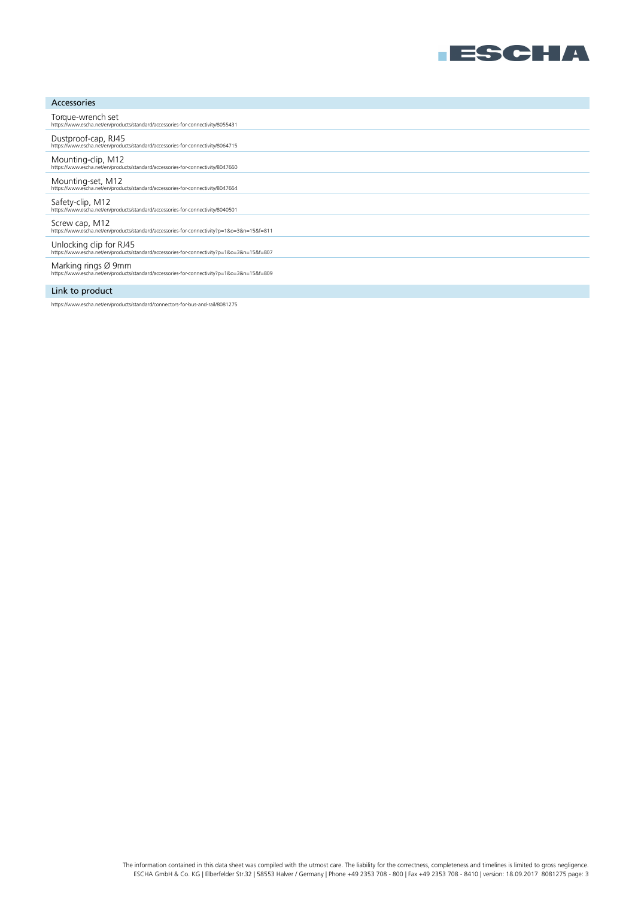## Accessories

Torque-wrench set
https://www.escha.net/en/products/standard/accessories-for-connectivity/8055431

Dustproof-cap, RJ45
https://www.escha.net/en/products/standard/accessories-for-connectivity/8064715

Mounting-clip, M12
https://www.escha.net/en/products/standard/accessories-for-connectivity/8047660

Mounting-set, M12
https://www.escha.net/en/products/standard/accessories-for-connectivity/8047664

Safety-clip, M12
https://www.escha.net/en/products/standard/accessories-for-connectivity/8040501

Screw cap, M12
https://www.escha.net/en/products/standard/accessories-for-connectivity?p=1&o=3&n=15&f=811

Unlocking clip for RJ45
https://www.escha.net/en/products/standard/accessories-for-connectivity?p=1&o=3&n=15&f=807

Marking rings Ø 9mm
https://www.escha.net/en/products/standard/accessories-for-connectivity?p=1&o=3&n=15&f=809

## Link to product

https://www.escha.net/en/products/standard/connectors-for-bus-and-rail/8081275

The information contained in this data sheet was compiled with the utmost care. The liability for the correctness, completeness and timelines is limited to gross negligence.
ESCHA GmbH & Co. KG | Elberfelder Str.32 | 58553 Halver / Germany | Phone +49 2353 708 - 800 | Fax +49 2353 708 - 8410 | version: 18.09.2017 8081275